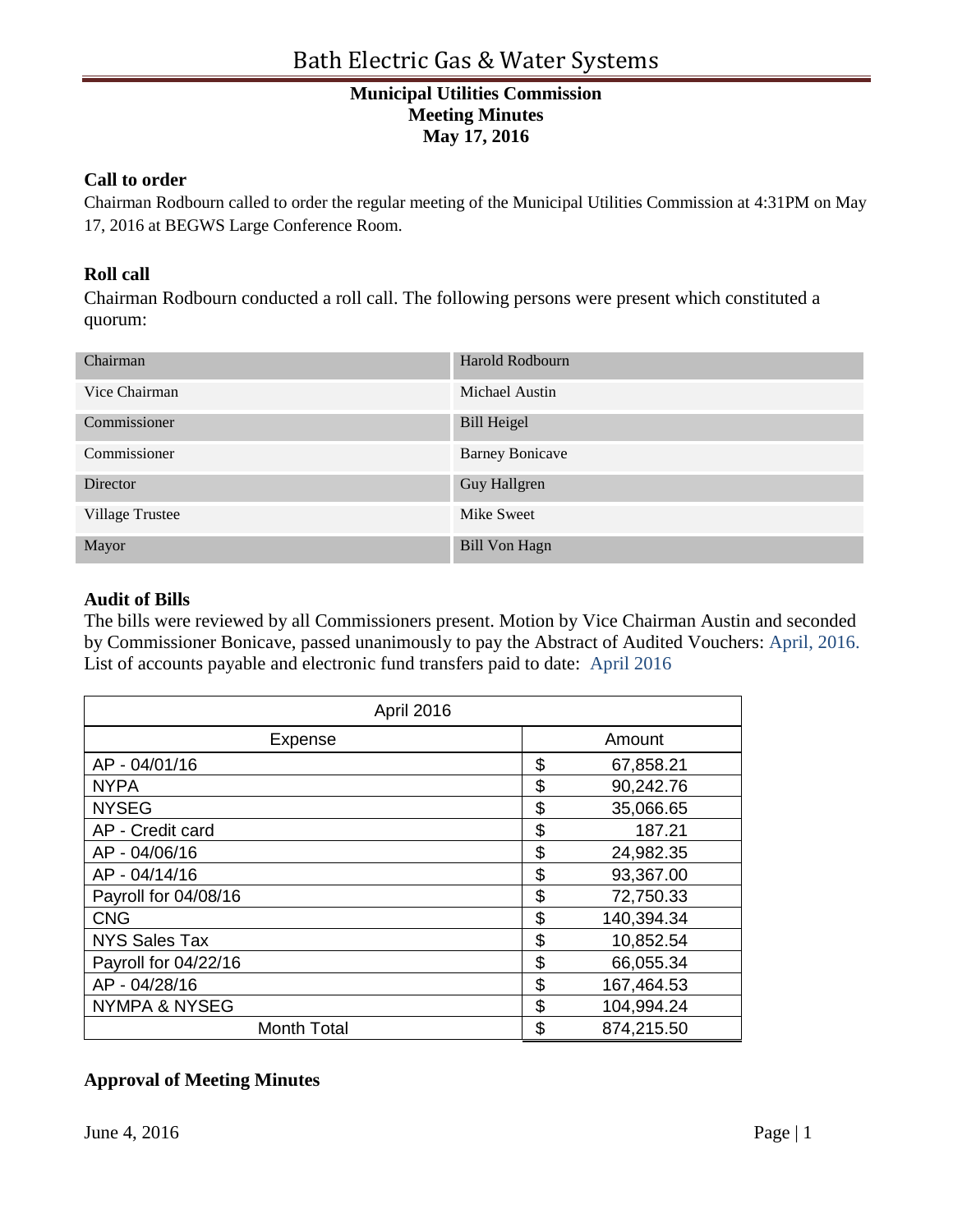# Bath Electric Gas & Water Systems

**Municipal Utilities Commission**
**Meeting Minutes**
**May 17, 2016**

### Call to order

Chairman Rodbourn called to order the regular meeting of the Municipal Utilities Commission at 4:31PM on May 17, 2016 at BEGWS Large Conference Room.

### Roll call

Chairman Rodbourn conducted a roll call. The following persons were present which constituted a quorum:

| | |
|---|---|
| Chairman | Harold Rodbourn |
| Vice Chairman | Michael Austin |
| Commissioner | Bill Heigel |
| Commissioner | Barney Bonicave |
| Director | Guy Hallgren |
| Village Trustee | Mike Sweet |
| Mayor | Bill Von Hagn |

### Audit of Bills

The bills were reviewed by all Commissioners present. Motion by Vice Chairman Austin and seconded by Commissioner Bonicave, passed unanimously to pay the Abstract of Audited Vouchers: April, 2016. List of accounts payable and electronic fund transfers paid to date: April 2016

| April 2016 | |
|---|---|
| Expense | Amount |
| AP - 04/01/16 | $ 67,858.21 |
| NYPA | $ 90,242.76 |
| NYSEG | $ 35,066.65 |
| AP - Credit card | $ 187.21 |
| AP - 04/06/16 | $ 24,982.35 |
| AP - 04/14/16 | $ 93,367.00 |
| Payroll for 04/08/16 | $ 72,750.33 |
| CNG | $ 140,394.34 |
| NYS Sales Tax | $ 10,852.54 |
| Payroll for 04/22/16 | $ 66,055.34 |
| AP - 04/28/16 | $ 167,464.53 |
| NYMPA & NYSEG | $ 104,994.24 |
| Month Total | $ 874,215.50 |

### Approval of Meeting Minutes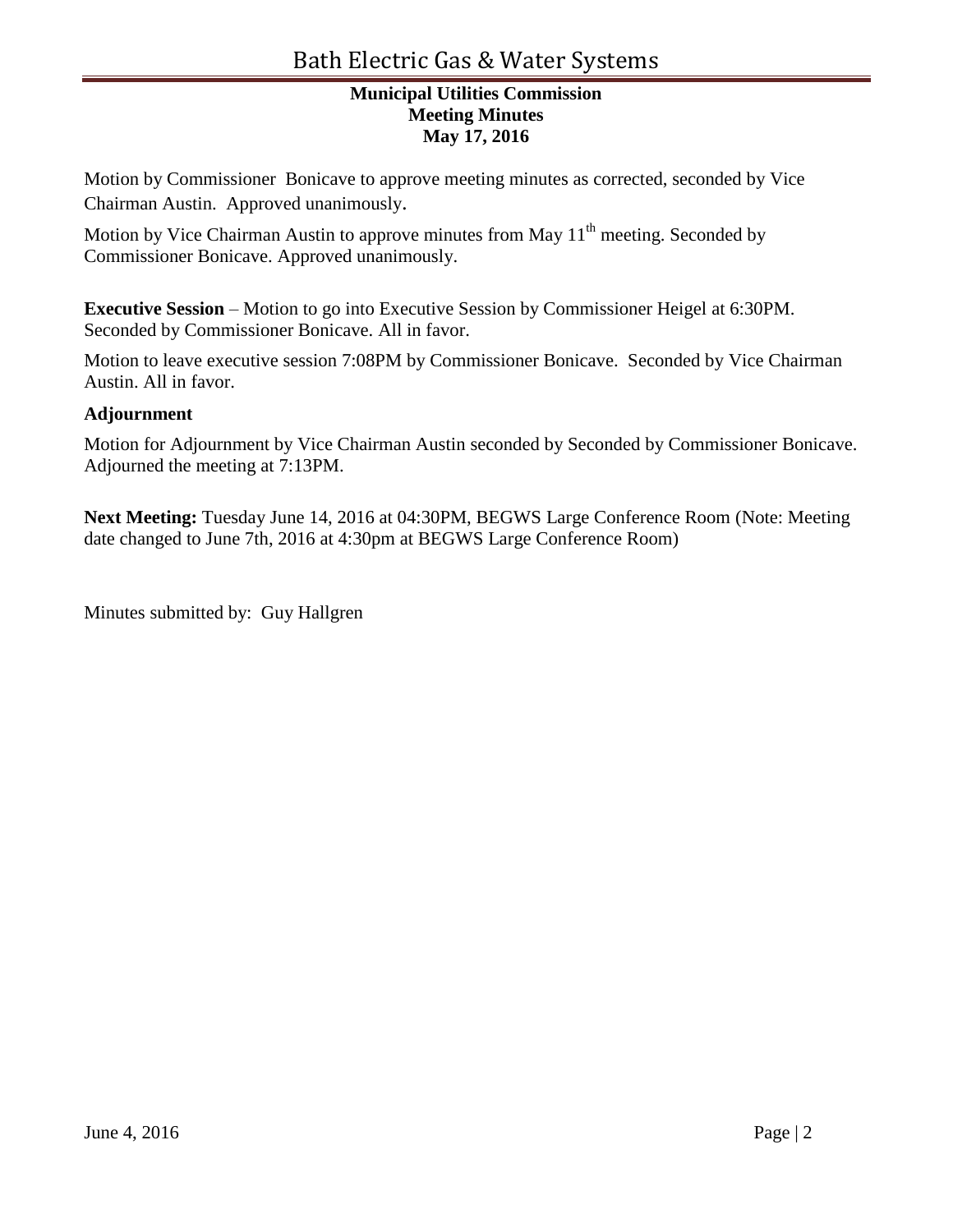**Municipal Utilities Commission**
**Meeting Minutes**
**May 17, 2016**

Motion by Commissioner Bonicave to approve meeting minutes as corrected, seconded by Vice Chairman Austin. Approved unanimously.

Motion by Vice Chairman Austin to approve minutes from May 11th meeting. Seconded by Commissioner Bonicave. Approved unanimously.

**Executive Session** – Motion to go into Executive Session by Commissioner Heigel at 6:30PM. Seconded by Commissioner Bonicave. All in favor.

Motion to leave executive session 7:08PM by Commissioner Bonicave. Seconded by Vice Chairman Austin. All in favor.

**Adjournment**

Motion for Adjournment by Vice Chairman Austin seconded by Seconded by Commissioner Bonicave. Adjourned the meeting at 7:13PM.

**Next Meeting:** Tuesday June 14, 2016 at 04:30PM, BEGWS Large Conference Room (Note: Meeting date changed to June 7th, 2016 at 4:30pm at BEGWS Large Conference Room)

Minutes submitted by: Guy Hallgren

June 4, 2016